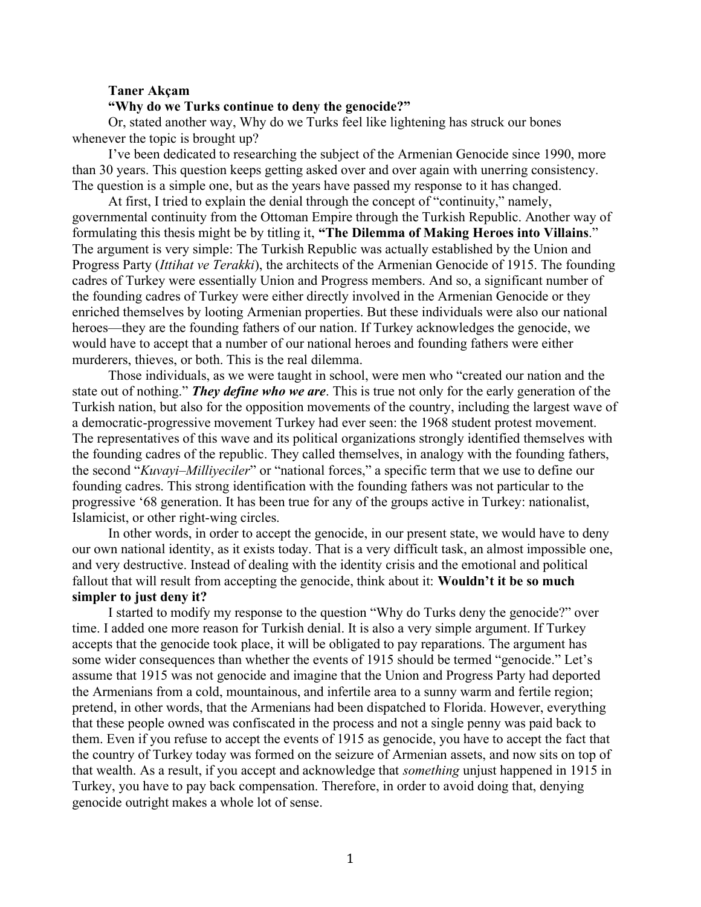**Taner Akçam**

**“Why do we Turks continue to deny the genocide?”**

Or, stated another way, Why do we Turks feel like lightening has struck our bones whenever the topic is brought up?

I’ve been dedicated to researching the subject of the Armenian Genocide since 1990, more than 30 years. This question keeps getting asked over and over again with unerring consistency. The question is a simple one, but as the years have passed my response to it has changed.

At first, I tried to explain the denial through the concept of “continuity,” namely, governmental continuity from the Ottoman Empire through the Turkish Republic. Another way of formulating this thesis might be by titling it, **“The Dilemma of Making Heroes into Villains**.” The argument is very simple: The Turkish Republic was actually established by the Union and Progress Party (*Ittihat ve Terakki*), the architects of the Armenian Genocide of 1915. The founding cadres of Turkey were essentially Union and Progress members. And so, a significant number of the founding cadres of Turkey were either directly involved in the Armenian Genocide or they enriched themselves by looting Armenian properties. But these individuals were also our national heroes—they are the founding fathers of our nation. If Turkey acknowledges the genocide, we would have to accept that a number of our national heroes and founding fathers were either murderers, thieves, or both. This is the real dilemma.

Those individuals, as we were taught in school, were men who “created our nation and the state out of nothing.” ***They define who we are***. This is true not only for the early generation of the Turkish nation, but also for the opposition movements of the country, including the largest wave of a democratic-progressive movement Turkey had ever seen: the 1968 student protest movement. The representatives of this wave and its political organizations strongly identified themselves with the founding cadres of the republic. They called themselves, in analogy with the founding fathers, the second “*Kuvayi–Milliyeciler*” or “national forces,” a specific term that we use to define our founding cadres. This strong identification with the founding fathers was not particular to the progressive ‘68 generation. It has been true for any of the groups active in Turkey: nationalist, Islamicist, or other right-wing circles.

In other words, in order to accept the genocide, in our present state, we would have to deny our own national identity, as it exists today. That is a very difficult task, an almost impossible one, and very destructive. Instead of dealing with the identity crisis and the emotional and political fallout that will result from accepting the genocide, think about it: **Wouldn’t it be so much simpler to just deny it?**

I started to modify my response to the question “Why do Turks deny the genocide?” over time. I added one more reason for Turkish denial. It is also a very simple argument. If Turkey accepts that the genocide took place, it will be obligated to pay reparations. The argument has some wider consequences than whether the events of 1915 should be termed “genocide.” Let’s assume that 1915 was not genocide and imagine that the Union and Progress Party had deported the Armenians from a cold, mountainous, and infertile area to a sunny warm and fertile region; pretend, in other words, that the Armenians had been dispatched to Florida. However, everything that these people owned was confiscated in the process and not a single penny was paid back to them. Even if you refuse to accept the events of 1915 as genocide, you have to accept the fact that the country of Turkey today was formed on the seizure of Armenian assets, and now sits on top of that wealth. As a result, if you accept and acknowledge that *something* unjust happened in 1915 in Turkey, you have to pay back compensation. Therefore, in order to avoid doing that, denying genocide outright makes a whole lot of sense.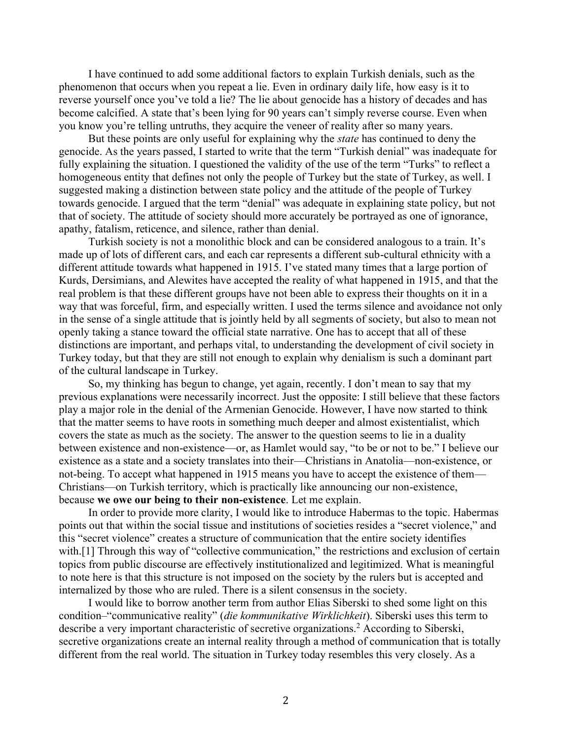I have continued to add some additional factors to explain Turkish denials, such as the phenomenon that occurs when you repeat a lie. Even in ordinary daily life, how easy is it to reverse yourself once you've told a lie? The lie about genocide has a history of decades and has become calcified. A state that's been lying for 90 years can't simply reverse course. Even when you know you're telling untruths, they acquire the veneer of reality after so many years.

But these points are only useful for explaining why the *state* has continued to deny the genocide. As the years passed, I started to write that the term "Turkish denial" was inadequate for fully explaining the situation. I questioned the validity of the use of the term "Turks" to reflect a homogeneous entity that defines not only the people of Turkey but the state of Turkey, as well. I suggested making a distinction between state policy and the attitude of the people of Turkey towards genocide. I argued that the term "denial" was adequate in explaining state policy, but not that of society. The attitude of society should more accurately be portrayed as one of ignorance, apathy, fatalism, reticence, and silence, rather than denial.

Turkish society is not a monolithic block and can be considered analogous to a train. It's made up of lots of different cars, and each car represents a different sub-cultural ethnicity with a different attitude towards what happened in 1915. I've stated many times that a large portion of Kurds, Dersimians, and Alewites have accepted the reality of what happened in 1915, and that the real problem is that these different groups have not been able to express their thoughts on it in a way that was forceful, firm, and especially written. I used the terms silence and avoidance not only in the sense of a single attitude that is jointly held by all segments of society, but also to mean not openly taking a stance toward the official state narrative. One has to accept that all of these distinctions are important, and perhaps vital, to understanding the development of civil society in Turkey today, but that they are still not enough to explain why denialism is such a dominant part of the cultural landscape in Turkey.

So, my thinking has begun to change, yet again, recently. I don't mean to say that my previous explanations were necessarily incorrect. Just the opposite: I still believe that these factors play a major role in the denial of the Armenian Genocide. However, I have now started to think that the matter seems to have roots in something much deeper and almost existentialist, which covers the state as much as the society. The answer to the question seems to lie in a duality between existence and non-existence—or, as Hamlet would say, "to be or not to be." I believe our existence as a state and a society translates into their—Christians in Anatolia—non-existence, or not-being. To accept what happened in 1915 means you have to accept the existence of them—Christians—on Turkish territory, which is practically like announcing our non-existence, because **we owe our being to their non-existence**. Let me explain.

In order to provide more clarity, I would like to introduce Habermas to the topic. Habermas points out that within the social tissue and institutions of societies resides a "secret violence," and this "secret violence" creates a structure of communication that the entire society identifies with.[1] Through this way of "collective communication," the restrictions and exclusion of certain topics from public discourse are effectively institutionalized and legitimized. What is meaningful to note here is that this structure is not imposed on the society by the rulers but is accepted and internalized by those who are ruled. There is a silent consensus in the society.

I would like to borrow another term from author Elias Siberski to shed some light on this condition–"communicative reality" (*die kommunikative Wirklichkeit*). Siberski uses this term to describe a very important characteristic of secretive organizations.[2] According to Siberski, secretive organizations create an internal reality through a method of communication that is totally different from the real world. The situation in Turkey today resembles this very closely. As a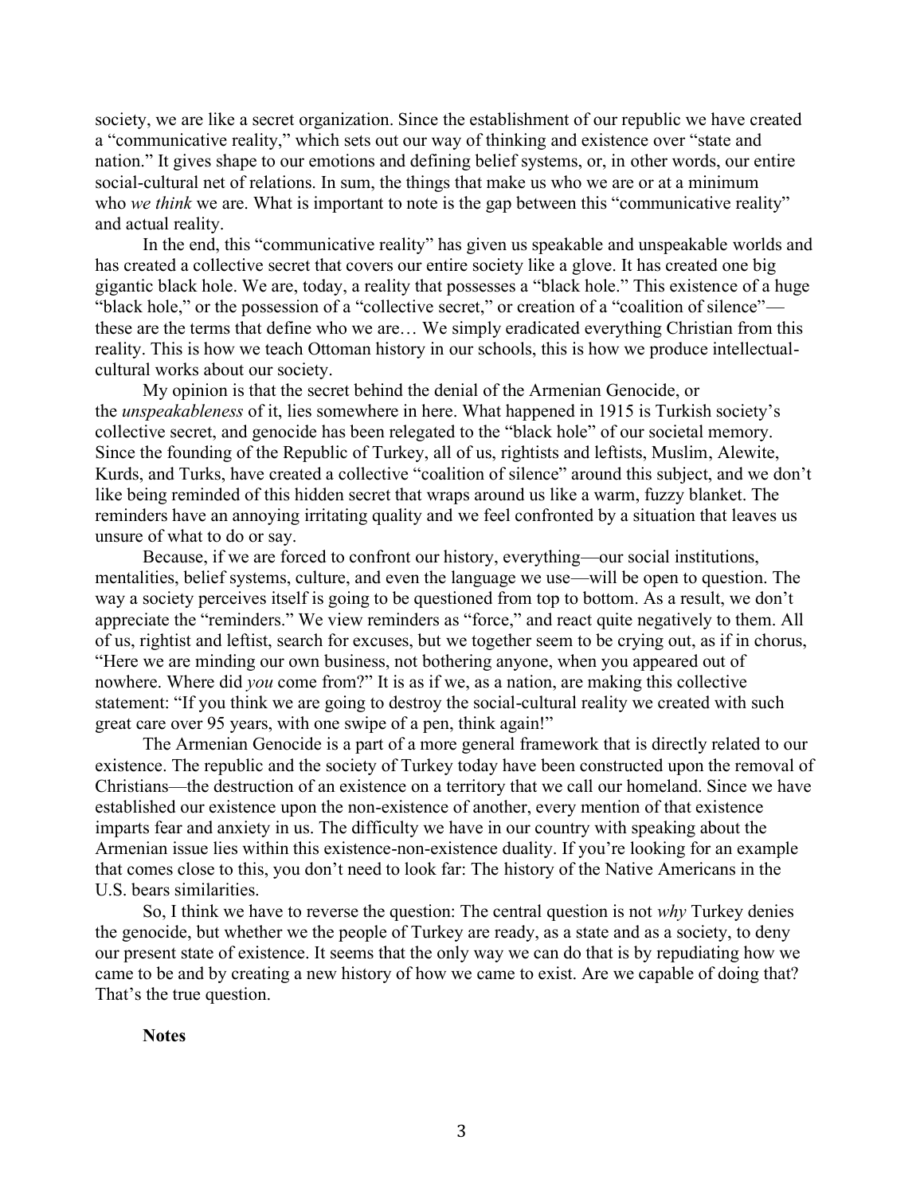society, we are like a secret organization. Since the establishment of our republic we have created a "communicative reality," which sets out our way of thinking and existence over "state and nation." It gives shape to our emotions and defining belief systems, or, in other words, our entire social-cultural net of relations. In sum, the things that make us who we are or at a minimum who *we think* we are. What is important to note is the gap between this "communicative reality" and actual reality.

In the end, this "communicative reality" has given us speakable and unspeakable worlds and has created a collective secret that covers our entire society like a glove. It has created one big gigantic black hole. We are, today, a reality that possesses a "black hole." This existence of a huge "black hole," or the possession of a "collective secret," or creation of a "coalition of silence"—these are the terms that define who we are… We simply eradicated everything Christian from this reality. This is how we teach Ottoman history in our schools, this is how we produce intellectual-cultural works about our society.

My opinion is that the secret behind the denial of the Armenian Genocide, or the *unspeakableness* of it, lies somewhere in here. What happened in 1915 is Turkish society's collective secret, and genocide has been relegated to the "black hole" of our societal memory. Since the founding of the Republic of Turkey, all of us, rightists and leftists, Muslim, Alewite, Kurds, and Turks, have created a collective "coalition of silence" around this subject, and we don't like being reminded of this hidden secret that wraps around us like a warm, fuzzy blanket. The reminders have an annoying irritating quality and we feel confronted by a situation that leaves us unsure of what to do or say.

Because, if we are forced to confront our history, everything—our social institutions, mentalities, belief systems, culture, and even the language we use—will be open to question. The way a society perceives itself is going to be questioned from top to bottom. As a result, we don't appreciate the "reminders." We view reminders as "force," and react quite negatively to them. All of us, rightist and leftist, search for excuses, but we together seem to be crying out, as if in chorus, "Here we are minding our own business, not bothering anyone, when you appeared out of nowhere. Where did *you* come from?" It is as if we, as a nation, are making this collective statement: "If you think we are going to destroy the social-cultural reality we created with such great care over 95 years, with one swipe of a pen, think again!"

The Armenian Genocide is a part of a more general framework that is directly related to our existence. The republic and the society of Turkey today have been constructed upon the removal of Christians—the destruction of an existence on a territory that we call our homeland. Since we have established our existence upon the non-existence of another, every mention of that existence imparts fear and anxiety in us. The difficulty we have in our country with speaking about the Armenian issue lies within this existence-non-existence duality. If you're looking for an example that comes close to this, you don't need to look far: The history of the Native Americans in the U.S. bears similarities.

So, I think we have to reverse the question: The central question is not *why* Turkey denies the genocide, but whether we the people of Turkey are ready, as a state and as a society, to deny our present state of existence. It seems that the only way we can do that is by repudiating how we came to be and by creating a new history of how we came to exist. Are we capable of doing that? That's the true question.

**Notes**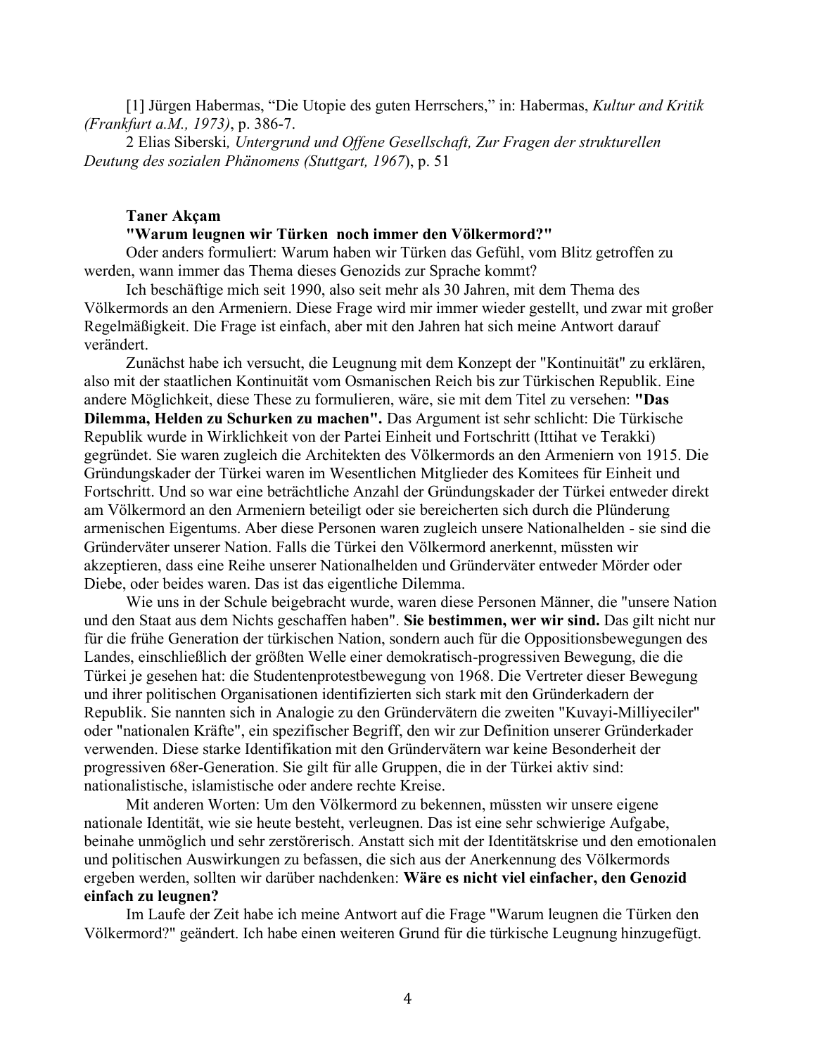[1] Jürgen Habermas, “Die Utopie des guten Herrschers,” in: Habermas, *Kultur and Kritik (Frankfurt a.M., 1973)*, p. 386-7.

2 Elias Siberski*, Untergrund und Offene Gesellschaft, Zur Fragen der strukturellen Deutung des sozialen Phänomens (Stuttgart, 1967*), p. 51

**Taner Akçam**

**"Warum leugnen wir Türken noch immer den Völkermord?"**

Oder anders formuliert: Warum haben wir Türken das Gefühl, vom Blitz getroffen zu werden, wann immer das Thema dieses Genozids zur Sprache kommt?

Ich beschäftige mich seit 1990, also seit mehr als 30 Jahren, mit dem Thema des Völkermords an den Armeniern. Diese Frage wird mir immer wieder gestellt, und zwar mit großer Regelmäßigkeit. Die Frage ist einfach, aber mit den Jahren hat sich meine Antwort darauf verändert.

Zunächst habe ich versucht, die Leugnung mit dem Konzept der "Kontinuität" zu erklären, also mit der staatlichen Kontinuität vom Osmanischen Reich bis zur Türkischen Republik. Eine andere Möglichkeit, diese These zu formulieren, wäre, sie mit dem Titel zu versehen: **"Das Dilemma, Helden zu Schurken zu machen".** Das Argument ist sehr schlicht: Die Türkische Republik wurde in Wirklichkeit von der Partei Einheit und Fortschritt (Ittihat ve Terakki) gegründet. Sie waren zugleich die Architekten des Völkermords an den Armeniern von 1915. Die Gründungskader der Türkei waren im Wesentlichen Mitglieder des Komitees für Einheit und Fortschritt. Und so war eine beträchtliche Anzahl der Gründungskader der Türkei entweder direkt am Völkermord an den Armeniern beteiligt oder sie bereicherten sich durch die Plünderung armenischen Eigentums. Aber diese Personen waren zugleich unsere Nationalhelden - sie sind die Gründerväter unserer Nation. Falls die Türkei den Völkermord anerkennt, müssten wir akzeptieren, dass eine Reihe unserer Nationalhelden und Gründerväter entweder Mörder oder Diebe, oder beides waren. Das ist das eigentliche Dilemma.

Wie uns in der Schule beigebracht wurde, waren diese Personen Männer, die "unsere Nation und den Staat aus dem Nichts geschaffen haben". **Sie bestimmen, wer wir sind.** Das gilt nicht nur für die frühe Generation der türkischen Nation, sondern auch für die Oppositionsbewegungen des Landes, einschließlich der größten Welle einer demokratisch-progressiven Bewegung, die die Türkei je gesehen hat: die Studentenprotestbewegung von 1968. Die Vertreter dieser Bewegung und ihrer politischen Organisationen identifizierten sich stark mit den Gründerkadern der Republik. Sie nannten sich in Analogie zu den Gründervätern die zweiten "Kuvayi-Milliyeciler" oder "nationalen Kräfte", ein spezifischer Begriff, den wir zur Definition unserer Gründerkader verwenden. Diese starke Identifikation mit den Gründervätern war keine Besonderheit der progressiven 68er-Generation. Sie gilt für alle Gruppen, die in der Türkei aktiv sind: nationalistische, islamistische oder andere rechte Kreise.

Mit anderen Worten: Um den Völkermord zu bekennen, müssten wir unsere eigene nationale Identität, wie sie heute besteht, verleugnen. Das ist eine sehr schwierige Aufgabe, beinahe unmöglich und sehr zerstörerisch. Anstatt sich mit der Identitätskrise und den emotionalen und politischen Auswirkungen zu befassen, die sich aus der Anerkennung des Völkermords ergeben werden, sollten wir darüber nachdenken: **Wäre es nicht viel einfacher, den Genozid einfach zu leugnen?**

Im Laufe der Zeit habe ich meine Antwort auf die Frage "Warum leugnen die Türken den Völkermord?" geändert. Ich habe einen weiteren Grund für die türkische Leugnung hinzugefügt.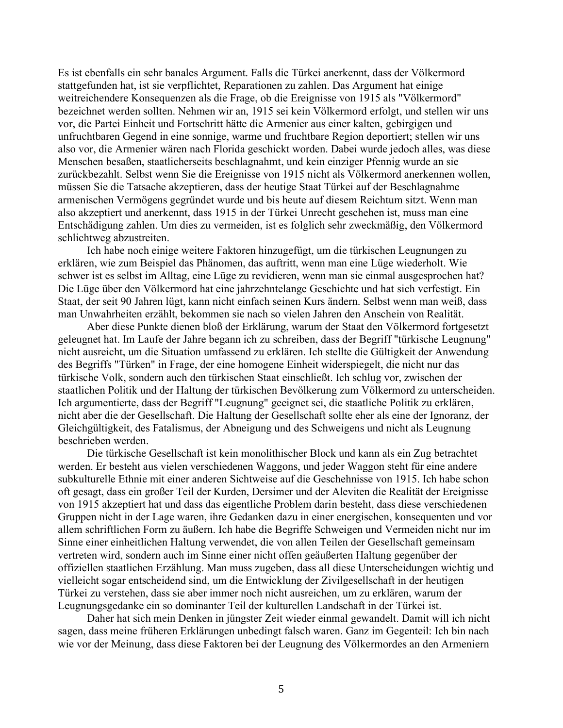Es ist ebenfalls ein sehr banales Argument. Falls die Türkei anerkennt, dass der Völkermord stattgefunden hat, ist sie verpflichtet, Reparationen zu zahlen. Das Argument hat einige weitreichendere Konsequenzen als die Frage, ob die Ereignisse von 1915 als "Völkermord" bezeichnet werden sollten. Nehmen wir an, 1915 sei kein Völkermord erfolgt, und stellen wir uns vor, die Partei Einheit und Fortschritt hätte die Armenier aus einer kalten, gebirgigen und unfruchtbaren Gegend in eine sonnige, warme und fruchtbare Region deportiert; stellen wir uns also vor, die Armenier wären nach Florida geschickt worden. Dabei wurde jedoch alles, was diese Menschen besaßen, staatlicherseits beschlagnahmt, und kein einziger Pfennig wurde an sie zurückbezahlt. Selbst wenn Sie die Ereignisse von 1915 nicht als Völkermord anerkennen wollen, müssen Sie die Tatsache akzeptieren, dass der heutige Staat Türkei auf der Beschlagnahme armenischen Vermögens gegründet wurde und bis heute auf diesem Reichtum sitzt. Wenn man also akzeptiert und anerkennt, dass 1915 in der Türkei Unrecht geschehen ist, muss man eine Entschädigung zahlen. Um dies zu vermeiden, ist es folglich sehr zweckmäßig, den Völkermord schlichtweg abzustreiten.

Ich habe noch einige weitere Faktoren hinzugefügt, um die türkischen Leugnungen zu erklären, wie zum Beispiel das Phänomen, das auftritt, wenn man eine Lüge wiederholt. Wie schwer ist es selbst im Alltag, eine Lüge zu revidieren, wenn man sie einmal ausgesprochen hat? Die Lüge über den Völkermord hat eine jahrzehntelange Geschichte und hat sich verfestigt. Ein Staat, der seit 90 Jahren lügt, kann nicht einfach seinen Kurs ändern. Selbst wenn man weiß, dass man Unwahrheiten erzählt, bekommen sie nach so vielen Jahren den Anschein von Realität.

Aber diese Punkte dienen bloß der Erklärung, warum der Staat den Völkermord fortgesetzt geleugnet hat. Im Laufe der Jahre begann ich zu schreiben, dass der Begriff "türkische Leugnung" nicht ausreicht, um die Situation umfassend zu erklären. Ich stellte die Gültigkeit der Anwendung des Begriffs "Türken" in Frage, der eine homogene Einheit widerspiegelt, die nicht nur das türkische Volk, sondern auch den türkischen Staat einschließt. Ich schlug vor, zwischen der staatlichen Politik und der Haltung der türkischen Bevölkerung zum Völkermord zu unterscheiden. Ich argumentierte, dass der Begriff "Leugnung" geeignet sei, die staatliche Politik zu erklären, nicht aber die der Gesellschaft. Die Haltung der Gesellschaft sollte eher als eine der Ignoranz, der Gleichgültigkeit, des Fatalismus, der Abneigung und des Schweigens und nicht als Leugnung beschrieben werden.

Die türkische Gesellschaft ist kein monolithischer Block und kann als ein Zug betrachtet werden. Er besteht aus vielen verschiedenen Waggons, und jeder Waggon steht für eine andere subkulturelle Ethnie mit einer anderen Sichtweise auf die Geschehnisse von 1915. Ich habe schon oft gesagt, dass ein großer Teil der Kurden, Dersimer und der Aleviten die Realität der Ereignisse von 1915 akzeptiert hat und dass das eigentliche Problem darin besteht, dass diese verschiedenen Gruppen nicht in der Lage waren, ihre Gedanken dazu in einer energischen, konsequenten und vor allem schriftlichen Form zu äußern. Ich habe die Begriffe Schweigen und Vermeiden nicht nur im Sinne einer einheitlichen Haltung verwendet, die von allen Teilen der Gesellschaft gemeinsam vertreten wird, sondern auch im Sinne einer nicht offen geäußerten Haltung gegenüber der offiziellen staatlichen Erzählung. Man muss zugeben, dass all diese Unterscheidungen wichtig und vielleicht sogar entscheidend sind, um die Entwicklung der Zivilgesellschaft in der heutigen Türkei zu verstehen, dass sie aber immer noch nicht ausreichen, um zu erklären, warum der Leugnungsgedanke ein so dominanter Teil der kulturellen Landschaft in der Türkei ist.

Daher hat sich mein Denken in jüngster Zeit wieder einmal gewandelt. Damit will ich nicht sagen, dass meine früheren Erklärungen unbedingt falsch waren. Ganz im Gegenteil: Ich bin nach wie vor der Meinung, dass diese Faktoren bei der Leugnung des Völkermordes an den Armeniern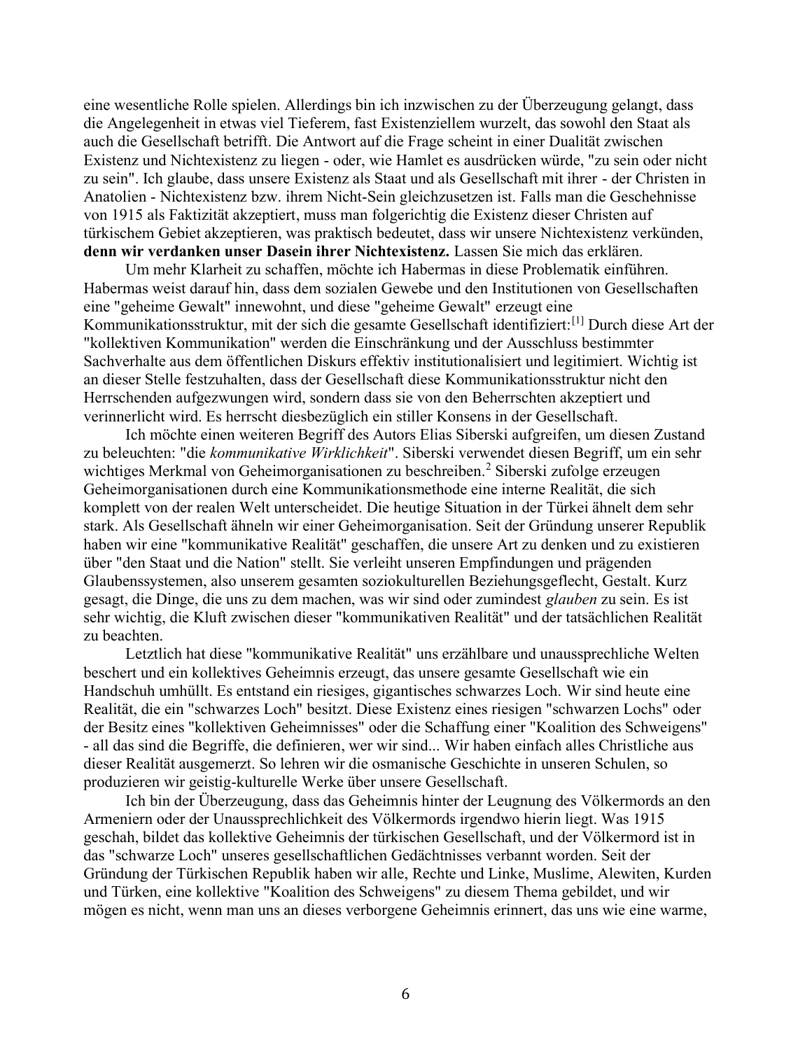eine wesentliche Rolle spielen. Allerdings bin ich inzwischen zu der Überzeugung gelangt, dass die Angelegenheit in etwas viel Tieferem, fast Existenziellem wurzelt, das sowohl den Staat als auch die Gesellschaft betrifft. Die Antwort auf die Frage scheint in einer Dualität zwischen Existenz und Nichtexistenz zu liegen - oder, wie Hamlet es ausdrücken würde, "zu sein oder nicht zu sein". Ich glaube, dass unsere Existenz als Staat und als Gesellschaft mit ihrer - der Christen in Anatolien - Nichtexistenz bzw. ihrem Nicht-Sein gleichzusetzen ist. Falls man die Geschehnisse von 1915 als Faktizität akzeptiert, muss man folgerichtig die Existenz dieser Christen auf türkischem Gebiet akzeptieren, was praktisch bedeutet, dass wir unsere Nichtexistenz verkünden, **denn wir verdanken unser Dasein ihrer Nichtexistenz.** Lassen Sie mich das erklären.

Um mehr Klarheit zu schaffen, möchte ich Habermas in diese Problematik einführen. Habermas weist darauf hin, dass dem sozialen Gewebe und den Institutionen von Gesellschaften eine "geheime Gewalt" innewohnt, und diese "geheime Gewalt" erzeugt eine Kommunikationsstruktur, mit der sich die gesamte Gesellschaft identifiziert:[1] Durch diese Art der "kollektiven Kommunikation" werden die Einschränkung und der Ausschluss bestimmter Sachverhalte aus dem öffentlichen Diskurs effektiv institutionalisiert und legitimiert. Wichtig ist an dieser Stelle festzuhalten, dass der Gesellschaft diese Kommunikationsstruktur nicht den Herrschenden aufgezwungen wird, sondern dass sie von den Beherrschten akzeptiert und verinnerlicht wird. Es herrscht diesbezüglich ein stiller Konsens in der Gesellschaft.

Ich möchte einen weiteren Begriff des Autors Elias Siberski aufgreifen, um diesen Zustand zu beleuchten: "die *kommunikative Wirklichkeit*". Siberski verwendet diesen Begriff, um ein sehr wichtiges Merkmal von Geheimorganisationen zu beschreiben.[2] Siberski zufolge erzeugen Geheimorganisationen durch eine Kommunikationsmethode eine interne Realität, die sich komplett von der realen Welt unterscheidet. Die heutige Situation in der Türkei ähnelt dem sehr stark. Als Gesellschaft ähneln wir einer Geheimorganisation. Seit der Gründung unserer Republik haben wir eine "kommunikative Realität" geschaffen, die unsere Art zu denken und zu existieren über "den Staat und die Nation" stellt. Sie verleiht unseren Empfindungen und prägenden Glaubenssystemen, also unserem gesamten soziokulturellen Beziehungsgeflecht, Gestalt. Kurz gesagt, die Dinge, die uns zu dem machen, was wir sind oder zumindest *glauben* zu sein. Es ist sehr wichtig, die Kluft zwischen dieser "kommunikativen Realität" und der tatsächlichen Realität zu beachten.

Letztlich hat diese "kommunikative Realität" uns erzählbare und unaussprechliche Welten beschert und ein kollektives Geheimnis erzeugt, das unsere gesamte Gesellschaft wie ein Handschuh umhüllt. Es entstand ein riesiges, gigantisches schwarzes Loch. Wir sind heute eine Realität, die ein "schwarzes Loch" besitzt. Diese Existenz eines riesigen "schwarzen Lochs" oder der Besitz eines "kollektiven Geheimnisses" oder die Schaffung einer "Koalition des Schweigens" - all das sind die Begriffe, die definieren, wer wir sind... Wir haben einfach alles Christliche aus dieser Realität ausgemerzt. So lehren wir die osmanische Geschichte in unseren Schulen, so produzieren wir geistig-kulturelle Werke über unsere Gesellschaft.

Ich bin der Überzeugung, dass das Geheimnis hinter der Leugnung des Völkermords an den Armeniern oder der Unaussprechlichkeit des Völkermords irgendwo hierin liegt. Was 1915 geschah, bildet das kollektive Geheimnis der türkischen Gesellschaft, und der Völkermord ist in das "schwarze Loch" unseres gesellschaftlichen Gedächtnisses verbannt worden. Seit der Gründung der Türkischen Republik haben wir alle, Rechte und Linke, Muslime, Alewiten, Kurden und Türken, eine kollektive "Koalition des Schweigens" zu diesem Thema gebildet, und wir mögen es nicht, wenn man uns an dieses verborgene Geheimnis erinnert, das uns wie eine warme,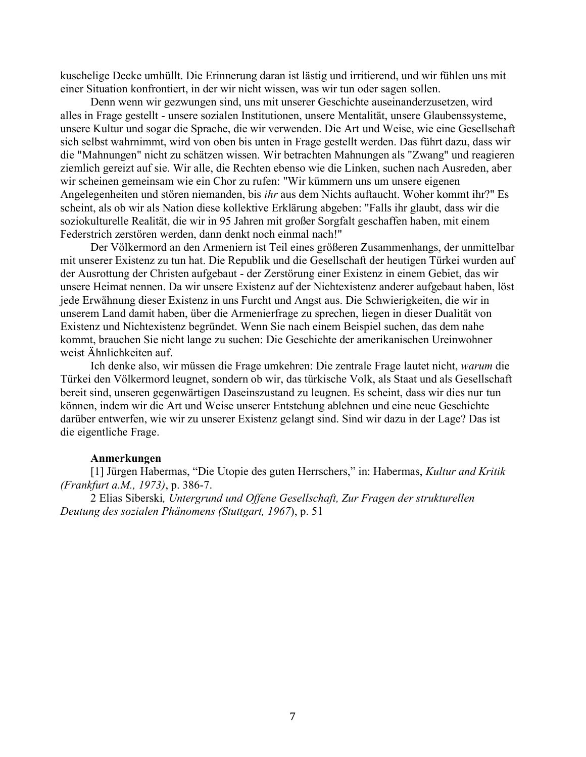kuschelige Decke umhüllt. Die Erinnerung daran ist lästig und irritierend, und wir fühlen uns mit einer Situation konfrontiert, in der wir nicht wissen, was wir tun oder sagen sollen.

Denn wenn wir gezwungen sind, uns mit unserer Geschichte auseinanderzusetzen, wird alles in Frage gestellt - unsere sozialen Institutionen, unsere Mentalität, unsere Glaubenssysteme, unsere Kultur und sogar die Sprache, die wir verwenden. Die Art und Weise, wie eine Gesellschaft sich selbst wahrnimmt, wird von oben bis unten in Frage gestellt werden. Das führt dazu, dass wir die "Mahnungen" nicht zu schätzen wissen. Wir betrachten Mahnungen als "Zwang" und reagieren ziemlich gereizt auf sie. Wir alle, die Rechten ebenso wie die Linken, suchen nach Ausreden, aber wir scheinen gemeinsam wie ein Chor zu rufen: "Wir kümmern uns um unsere eigenen Angelegenheiten und stören niemanden, bis *ihr* aus dem Nichts auftaucht. Woher kommt ihr?" Es scheint, als ob wir als Nation diese kollektive Erklärung abgeben: "Falls ihr glaubt, dass wir die soziokulturelle Realität, die wir in 95 Jahren mit großer Sorgfalt geschaffen haben, mit einem Federstrich zerstören werden, dann denkt noch einmal nach!"

Der Völkermord an den Armeniern ist Teil eines größeren Zusammenhangs, der unmittelbar mit unserer Existenz zu tun hat. Die Republik und die Gesellschaft der heutigen Türkei wurden auf der Ausrottung der Christen aufgebaut - der Zerstörung einer Existenz in einem Gebiet, das wir unsere Heimat nennen. Da wir unsere Existenz auf der Nichtexistenz anderer aufgebaut haben, löst jede Erwähnung dieser Existenz in uns Furcht und Angst aus. Die Schwierigkeiten, die wir in unserem Land damit haben, über die Armenierfrage zu sprechen, liegen in dieser Dualität von Existenz und Nichtexistenz begründet. Wenn Sie nach einem Beispiel suchen, das dem nahe kommt, brauchen Sie nicht lange zu suchen: Die Geschichte der amerikanischen Ureinwohner weist Ähnlichkeiten auf.

Ich denke also, wir müssen die Frage umkehren: Die zentrale Frage lautet nicht, *warum* die Türkei den Völkermord leugnet, sondern ob wir, das türkische Volk, als Staat und als Gesellschaft bereit sind, unseren gegenwärtigen Daseinszustand zu leugnen. Es scheint, dass wir dies nur tun können, indem wir die Art und Weise unserer Entstehung ablehnen und eine neue Geschichte darüber entwerfen, wie wir zu unserer Existenz gelangt sind. Sind wir dazu in der Lage? Das ist die eigentliche Frage.

**Anmerkungen**

[1] Jürgen Habermas, "Die Utopie des guten Herrschers," in: Habermas, *Kultur and Kritik (Frankfurt a.M., 1973)*, p. 386-7.

2 Elias Siberski*, Untergrund und Offene Gesellschaft, Zur Fragen der strukturellen Deutung des sozialen Phänomens (Stuttgart, 1967*), p. 51